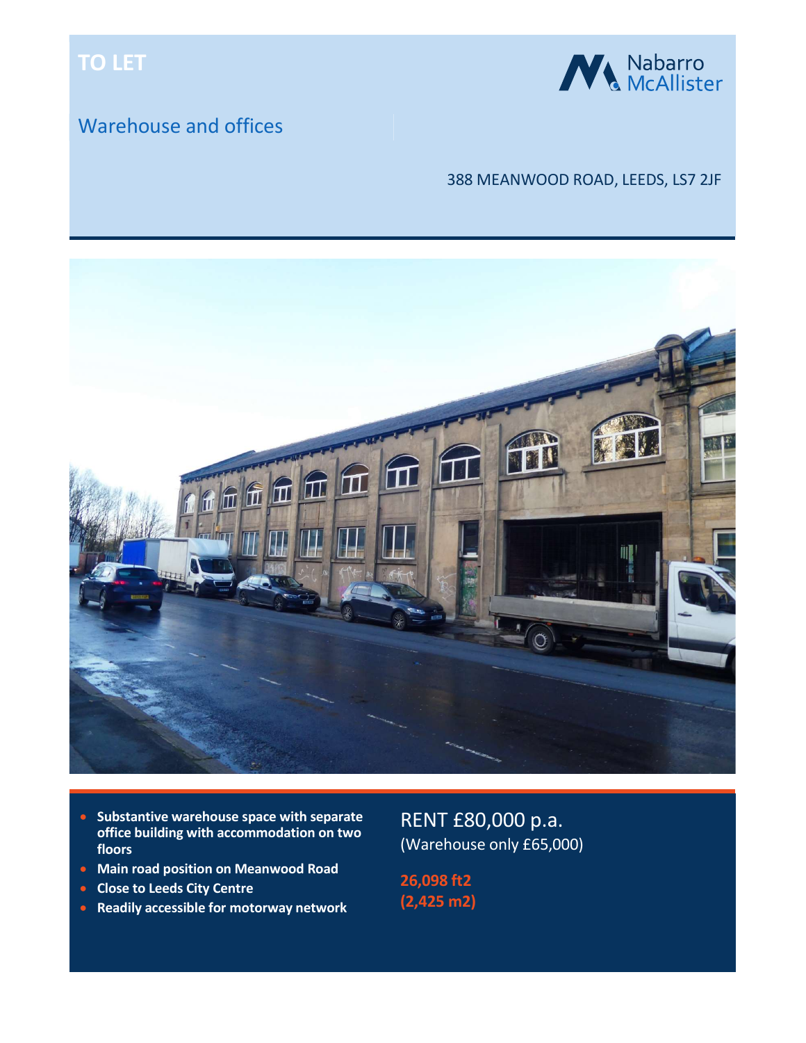# TO LET

Nabarro McAllister

## Warehouse and offices

388 MEANWOOD ROAD, LEEDS, LS7 2JF

- **Substantive warehouse space with separate office building with accommodation on two floors**
- **Main road position on Meanwood Road**
- **Close to Leeds City Centre**
- **Readily accessible for motorway network**

RENT £80,000 p.a.
(Warehouse only £65,000)

**26,098 ft2**
**(2,425 m2)**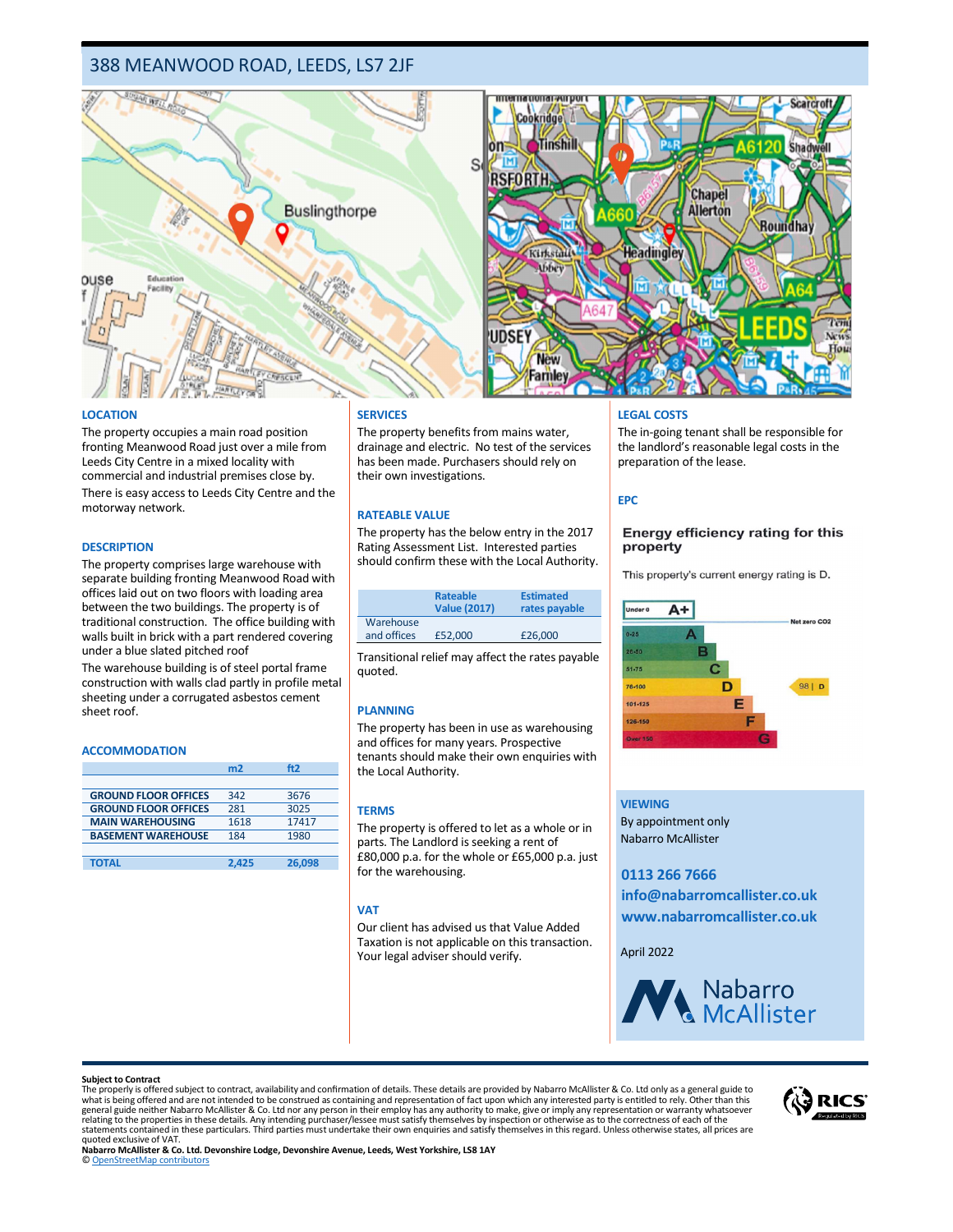# 388 MEANWOOD ROAD, LEEDS, LS7 2JF

## LOCATION

The property occupies a main road position fronting Meanwood Road just over a mile from Leeds City Centre in a mixed locality with commercial and industrial premises close by.

There is easy access to Leeds City Centre and the motorway network.

## DESCRIPTION

The property comprises large warehouse with separate building fronting Meanwood Road with offices laid out on two floors with loading area between the two buildings. The property is of traditional construction. The office building with walls built in brick with a part rendered covering under a blue slated pitched roof

The warehouse building is of steel portal frame construction with walls clad partly in profile metal sheeting under a corrugated asbestos cement sheet roof.

## ACCOMMODATION

| | m2 | ft2 |
|---|---|---|
| **GROUND FLOOR OFFICES** | 342 | 3676 |
| **GROUND FLOOR OFFICES** | 281 | 3025 |
| **MAIN WAREHOUSING** | 1618 | 17417 |
| **BASEMENT WAREHOUSE** | 184 | 1980 |
| **TOTAL** | **2,425** | **26,098** |

## SERVICES

The property benefits from mains water, drainage and electric. No test of the services has been made. Purchasers should rely on their own investigations.

## RATEABLE VALUE

The property has the below entry in the 2017 Rating Assessment List. Interested parties should confirm these with the Local Authority.

| | Rateable Value (2017) | Estimated rates payable |
|---|---|---|
| Warehouse and offices | £52,000 | £26,000 |

Transitional relief may affect the rates payable quoted.

## PLANNING

The property has been in use as warehousing and offices for many years. Prospective tenants should make their own enquiries with the Local Authority.

## TERMS

The property is offered to let as a whole or in parts. The Landlord is seeking a rent of £80,000 p.a. for the whole or £65,000 p.a. just for the warehousing.

## VAT

Our client has advised us that Value Added Taxation is not applicable on this transaction. Your legal adviser should verify.

## LEGAL COSTS

The in-going tenant shall be responsible for the landlord's reasonable legal costs in the preparation of the lease.

## EPC

Energy efficiency rating for this property

This property's current energy rating is D.

Under 0 A+
Net zero CO2
0-25 A
26-50 B
51-75 C
76-100 D
101-125 E
126-150 F
Over 150 G
98 | D

## VIEWING

By appointment only

Nabarro McAllister

**0113 266 7666**

**info@nabarromcallister.co.uk**

**www.nabarromcallister.co.uk**

April 2022

Nabarro McAllister

**Subject to Contract**

The property is offered subject to contract, availability and confirmation of details. These details are provided by Nabarro McAllister & Co. Ltd only as a general guide to what is being offered and are not intended to be construed as containing and representation of fact upon which any interested party is entitled to rely. Other than this general guide neither Nabarro McAllister & Co. Ltd nor any person in their employ has any authority to make, give or imply any representation or warranty whatsoever relating to the properties in these details. Any intending purchaser/lessee must satisfy themselves by inspection or otherwise as to the correctness of each of the statements contained in these particulars. Third parties must undertake their own enquiries and satisfy themselves in this regard. Unless otherwise states, all prices are quoted exclusive of VAT.

**Nabarro McAllister & Co. Ltd. Devonshire Lodge, Devonshire Avenue, Leeds, West Yorkshire, LS8 1AY**

© OpenStreetMap contributors